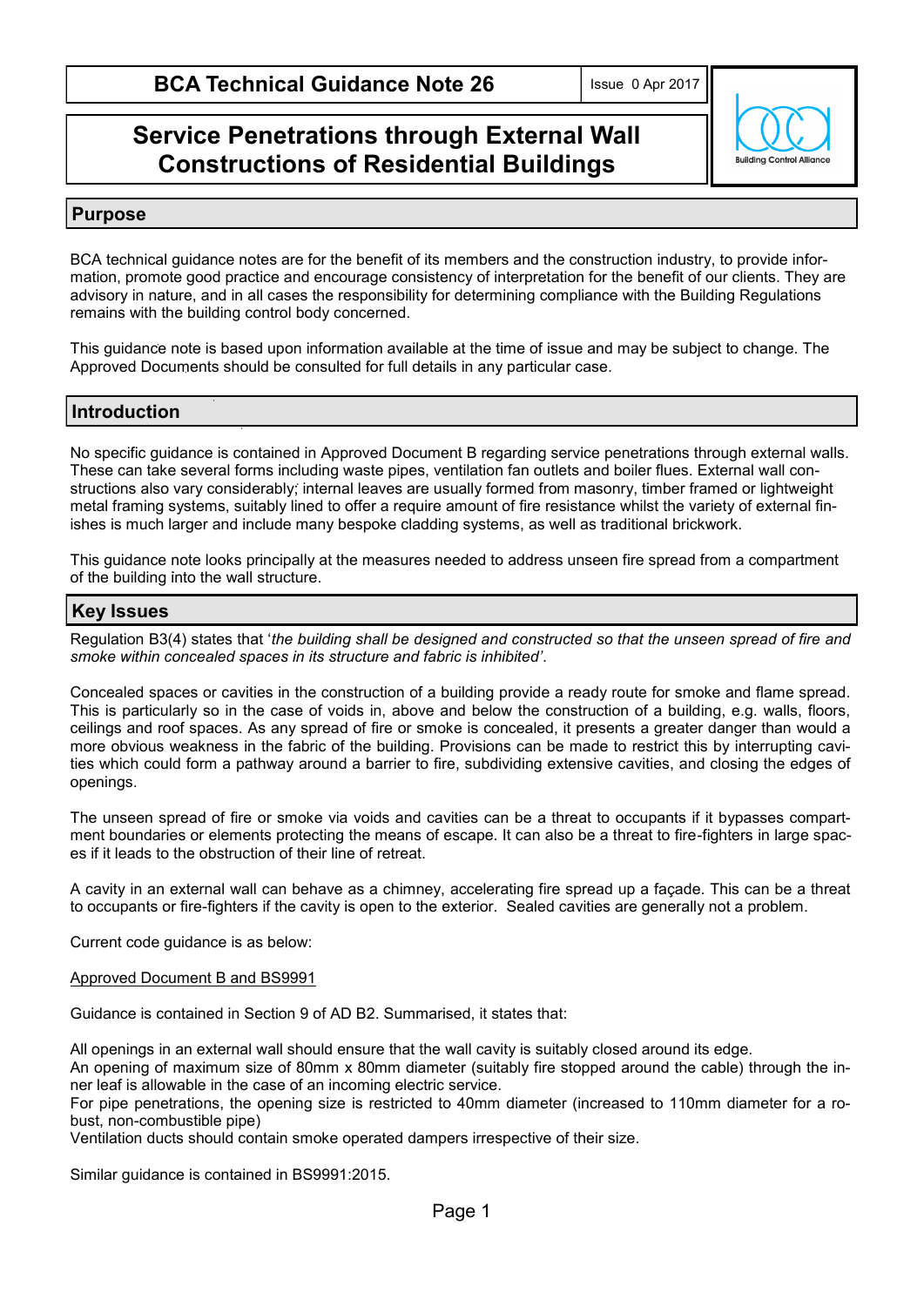# BCA Technical Guidance Note 26

Issue 0 Apr 2017

## Service Penetrations through External Wall Constructions of Residential Buildings

## Purpose

BCA technical guidance notes are for the benefit of its members and the construction industry, to provide information, promote good practice and encourage consistency of interpretation for the benefit of our clients. They are advisory in nature, and in all cases the responsibility for determining compliance with the Building Regulations remains with the building control body concerned.

This guidance note is based upon information available at the time of issue and may be subject to change. The Approved Documents should be consulted for full details in any particular case.

## Introduction

No specific guidance is contained in Approved Document B regarding service penetrations through external walls. These can take several forms including waste pipes, ventilation fan outlets and boiler flues. External wall constructions also vary considerably; internal leaves are usually formed from masonry, timber framed or lightweight metal framing systems, suitably lined to offer a require amount of fire resistance whilst the variety of external finishes is much larger and include many bespoke cladding systems, as well as traditional brickwork.

This guidance note looks principally at the measures needed to address unseen fire spread from a compartment of the building into the wall structure.

## Key Issues

Regulation B3(4) states that '*the building shall be designed and constructed so that the unseen spread of fire and smoke within concealed spaces in its structure and fabric is inhibited'*.

Concealed spaces or cavities in the construction of a building provide a ready route for smoke and flame spread. This is particularly so in the case of voids in, above and below the construction of a building, e.g. walls, floors, ceilings and roof spaces. As any spread of fire or smoke is concealed, it presents a greater danger than would a more obvious weakness in the fabric of the building. Provisions can be made to restrict this by interrupting cavities which could form a pathway around a barrier to fire, subdividing extensive cavities, and closing the edges of openings.

The unseen spread of fire or smoke via voids and cavities can be a threat to occupants if it bypasses compartment boundaries or elements protecting the means of escape. It can also be a threat to fire-fighters in large spaces if it leads to the obstruction of their line of retreat.

A cavity in an external wall can behave as a chimney, accelerating fire spread up a façade. This can be a threat to occupants or fire-fighters if the cavity is open to the exterior. Sealed cavities are generally not a problem.

Current code guidance is as below:

<u>Approved Document B and BS9991</u>

Guidance is contained in Section 9 of AD B2. Summarised, it states that:

All openings in an external wall should ensure that the wall cavity is suitably closed around its edge.
An opening of maximum size of 80mm x 80mm diameter (suitably fire stopped around the cable) through the inner leaf is allowable in the case of an incoming electric service.
For pipe penetrations, the opening size is restricted to 40mm diameter (increased to 110mm diameter for a robust, non-combustible pipe)
Ventilation ducts should contain smoke operated dampers irrespective of their size.

Similar guidance is contained in BS9991:2015.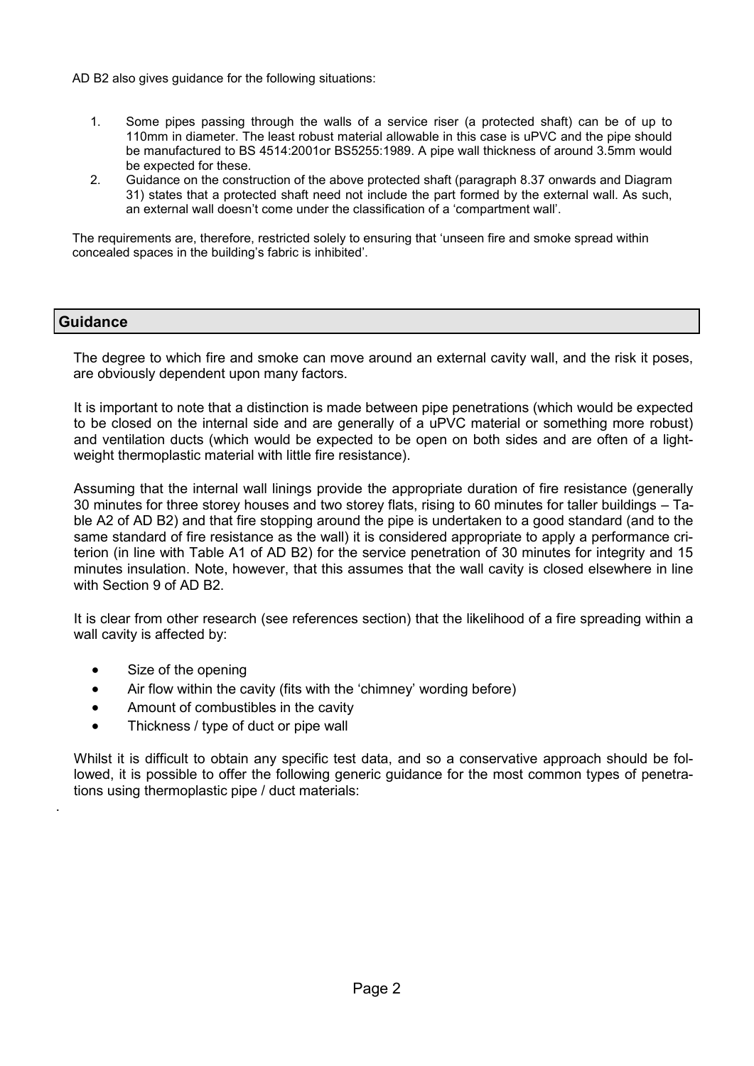AD B2 also gives guidance for the following situations:

1. Some pipes passing through the walls of a service riser (a protected shaft) can be of up to 110mm in diameter. The least robust material allowable in this case is uPVC and the pipe should be manufactured to BS 4514:2001or BS5255:1989. A pipe wall thickness of around 3.5mm would be expected for these.
2. Guidance on the construction of the above protected shaft (paragraph 8.37 onwards and Diagram 31) states that a protected shaft need not include the part formed by the external wall. As such, an external wall doesn't come under the classification of a 'compartment wall'.

The requirements are, therefore, restricted solely to ensuring that 'unseen fire and smoke spread within concealed spaces in the building's fabric is inhibited'.

## Guidance

The degree to which fire and smoke can move around an external cavity wall, and the risk it poses, are obviously dependent upon many factors.

It is important to note that a distinction is made between pipe penetrations (which would be expected to be closed on the internal side and are generally of a uPVC material or something more robust) and ventilation ducts (which would be expected to be open on both sides and are often of a lightweight thermoplastic material with little fire resistance).

Assuming that the internal wall linings provide the appropriate duration of fire resistance (generally 30 minutes for three storey houses and two storey flats, rising to 60 minutes for taller buildings – Table A2 of AD B2) and that fire stopping around the pipe is undertaken to a good standard (and to the same standard of fire resistance as the wall) it is considered appropriate to apply a performance criterion (in line with Table A1 of AD B2) for the service penetration of 30 minutes for integrity and 15 minutes insulation. Note, however, that this assumes that the wall cavity is closed elsewhere in line with Section 9 of AD B2.

It is clear from other research (see references section) that the likelihood of a fire spreading within a wall cavity is affected by:

- Size of the opening
- Air flow within the cavity (fits with the 'chimney' wording before)
- Amount of combustibles in the cavity
- Thickness / type of duct or pipe wall

Whilst it is difficult to obtain any specific test data, and so a conservative approach should be followed, it is possible to offer the following generic guidance for the most common types of penetrations using thermoplastic pipe / duct materials: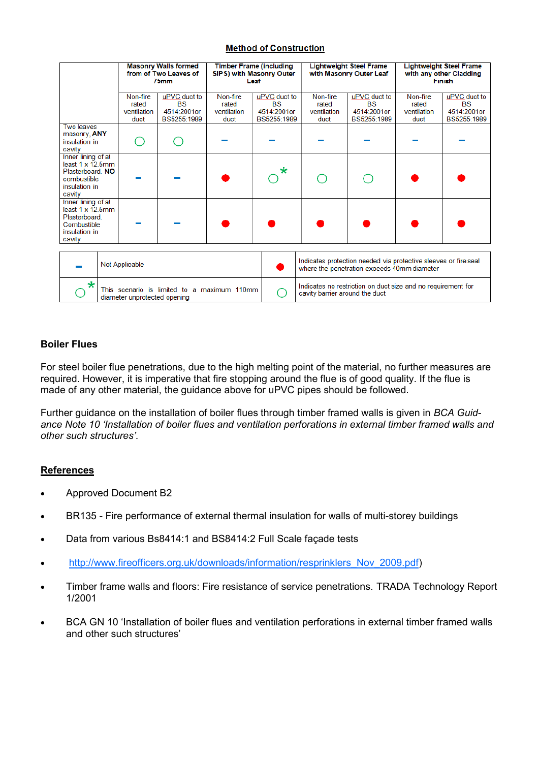**Method of Construction**

| | **Masonry Walls formed from of Two Leaves of 75mm** | | **Timber Frame (including SIPS) with Masonry Outer Leaf** | | **Lightweight Steel Frame with Masonry Outer Leaf** | | **Lightweight Steel Frame with any other Cladding Finish** | |
|---|---|---|---|---|---|---|---|---|
| | Non-fire rated ventilation duct | uPVC duct to BS 4514:2001or BS5255:1989 | Non-fire rated ventilation duct | uPVC duct to BS 4514:2001or BS5255:1989 | Non-fire rated ventilation duct | uPVC duct to BS 4514:2001or BS5255:1989 | Non-fire rated ventilation duct | uPVC duct to BS 4514:2001or BS5255:1989 |
| Two leaves masonry, **ANY** insulation in cavity | ○ | ○ | – | – | – | – | – | – |
| Inner lining of at least 1 x 12.5mm Plasterboard. **NO** combustible insulation in cavity | – | – | ● | ○* | ○ | ○ | ● | ● |
| Inner lining of at least 1 x 12.5mm Plasterboard. Combustible insulation in cavity | – | – | ● | ● | ● | ● | ● | ● |

| | | | |
|---|---|---|---|
| – | Not Applicable | ● | Indicates protection needed via protective sleeves or fire seal where the penetration exceeds 40mm diameter |
| ○* | This scenario is limited to a maximum 110mm diameter unprotected opening | ○ | Indicates no restriction on duct size and no requirement for cavity barrier around the duct |

## Boiler Flues

For steel boiler flue penetrations, due to the high melting point of the material, no further measures are required. However, it is imperative that fire stopping around the flue is of good quality. If the flue is made of any other material, the guidance above for uPVC pipes should be followed.

Further guidance on the installation of boiler flues through timber framed walls is given in *BCA Guidance Note 10 'Installation of boiler flues and ventilation perforations in external timber framed walls and other such structures'*.

## References

- Approved Document B2
- BR135 - Fire performance of external thermal insulation for walls of multi-storey buildings
- Data from various Bs8414:1 and BS8414:2 Full Scale façade tests
- http://www.fireofficers.org.uk/downloads/information/resprinklers_Nov_2009.pdf)
- Timber frame walls and floors: Fire resistance of service penetrations. TRADA Technology Report 1/2001
- BCA GN 10 'Installation of boiler flues and ventilation perforations in external timber framed walls and other such structures'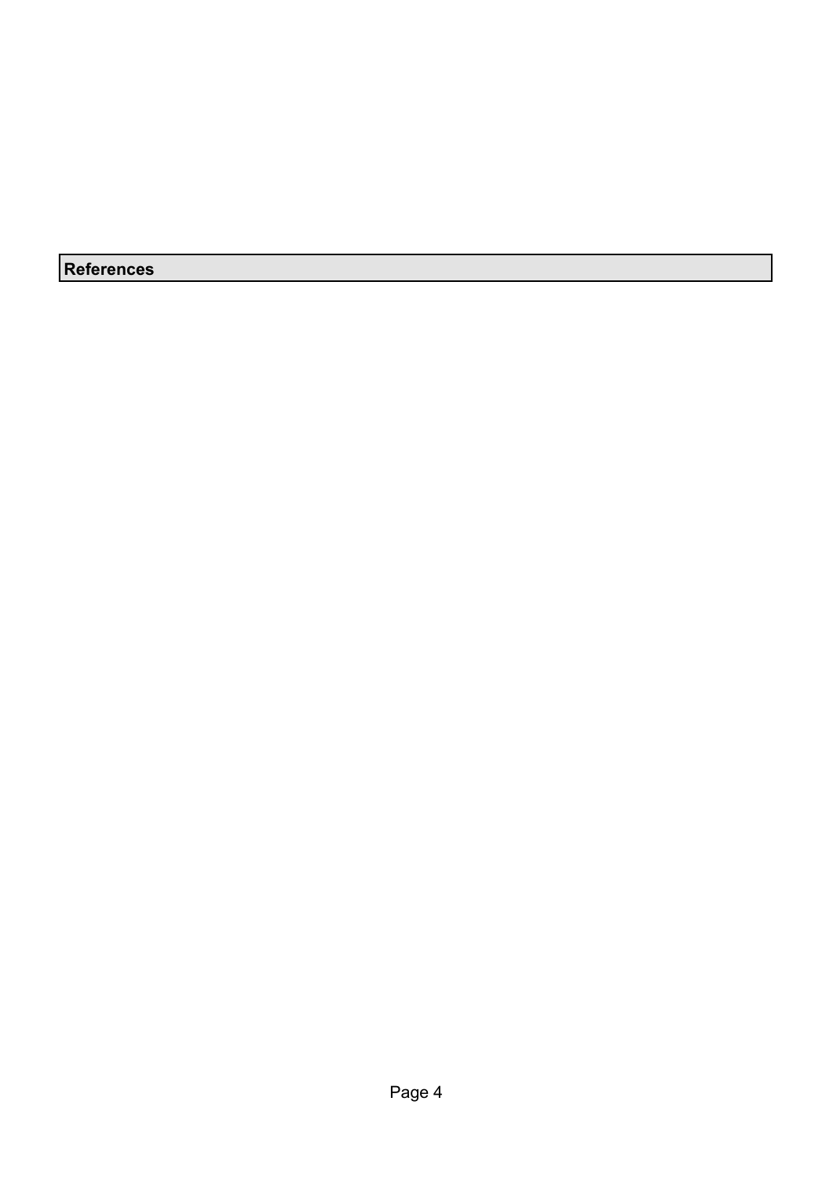## References